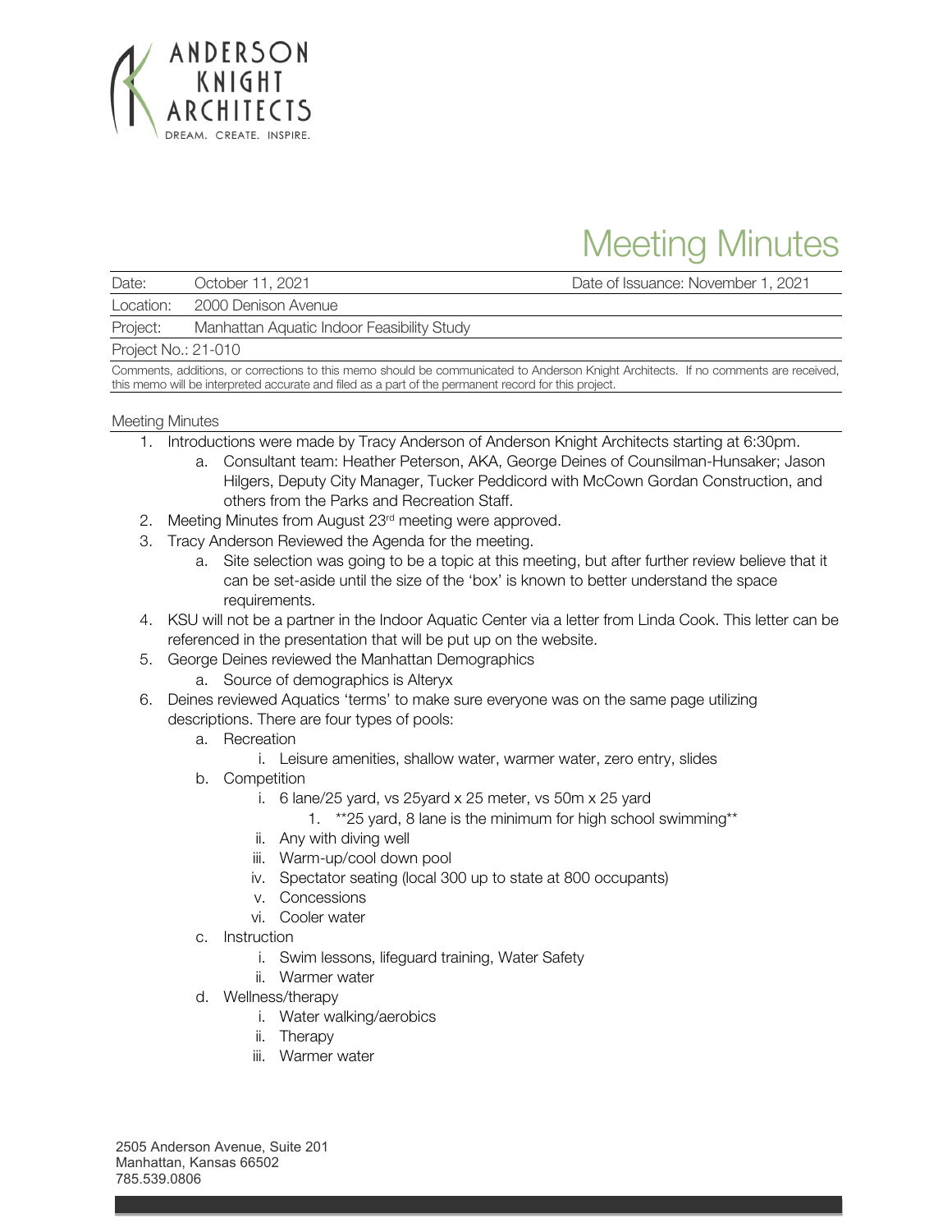ANDERSON KNIGHT ARCHITECTS
DREAM. CREATE. INSPIRE.

# Meeting Minutes

| | | |
|---|---|---|
| Date: | October 11, 2021 | Date of Issuance: November 1, 2021 |
| Location: | 2000 Denison Avenue | |
| Project: | Manhattan Aquatic Indoor Feasibility Study | |
| Project No.: 21-010 | | |

Comments, additions, or corrections to this memo should be communicated to Anderson Knight Architects. If no comments are received, this memo will be interpreted accurate and filed as a part of the permanent record for this project.

## Meeting Minutes

1. Introductions were made by Tracy Anderson of Anderson Knight Architects starting at 6:30pm.
   a. Consultant team: Heather Peterson, AKA, George Deines of Counsilman-Hunsaker; Jason Hilgers, Deputy City Manager, Tucker Peddicord with McCown Gordan Construction, and others from the Parks and Recreation Staff.
2. Meeting Minutes from August 23rd meeting were approved.
3. Tracy Anderson Reviewed the Agenda for the meeting.
   a. Site selection was going to be a topic at this meeting, but after further review believe that it can be set-aside until the size of the 'box' is known to better understand the space requirements.
4. KSU will not be a partner in the Indoor Aquatic Center via a letter from Linda Cook. This letter can be referenced in the presentation that will be put up on the website.
5. George Deines reviewed the Manhattan Demographics
   a. Source of demographics is Alteryx
6. Deines reviewed Aquatics 'terms' to make sure everyone was on the same page utilizing descriptions. There are four types of pools:
   a. Recreation
      i. Leisure amenities, shallow water, warmer water, zero entry, slides
   b. Competition
      i. 6 lane/25 yard, vs 25yard x 25 meter, vs 50m x 25 yard
         1. **25 yard, 8 lane is the minimum for high school swimming**
      ii. Any with diving well
      iii. Warm-up/cool down pool
      iv. Spectator seating (local 300 up to state at 800 occupants)
      v. Concessions
      vi. Cooler water
   c. Instruction
      i. Swim lessons, lifeguard training, Water Safety
      ii. Warmer water
   d. Wellness/therapy
      i. Water walking/aerobics
      ii. Therapy
      iii. Warmer water

2505 Anderson Avenue, Suite 201
Manhattan, Kansas 66502
785.539.0806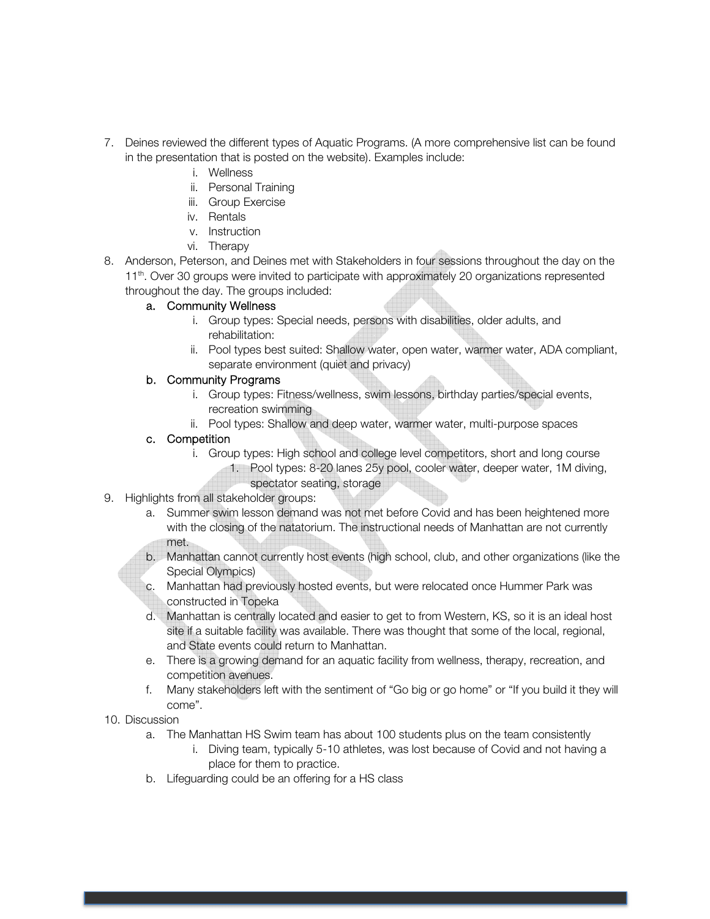7. Deines reviewed the different types of Aquatic Programs. (A more comprehensive list can be found in the presentation that is posted on the website). Examples include:
    i. Wellness
    ii. Personal Training
    iii. Group Exercise
    iv. Rentals
    v. Instruction
    vi. Therapy
8. Anderson, Peterson, and Deines met with Stakeholders in four sessions throughout the day on the 11th. Over 30 groups were invited to participate with approximately 20 organizations represented throughout the day. The groups included:
    a. Community Wellness
        i. Group types: Special needs, persons with disabilities, older adults, and rehabilitation:
        ii. Pool types best suited: Shallow water, open water, warmer water, ADA compliant, separate environment (quiet and privacy)
    b. Community Programs
        i. Group types: Fitness/wellness, swim lessons, birthday parties/special events, recreation swimming
        ii. Pool types: Shallow and deep water, warmer water, multi-purpose spaces
    c. Competition
        i. Group types: High school and college level competitors, short and long course
            1. Pool types: 8-20 lanes 25y pool, cooler water, deeper water, 1M diving, spectator seating, storage
9. Highlights from all stakeholder groups:
    a. Summer swim lesson demand was not met before Covid and has been heightened more with the closing of the natatorium. The instructional needs of Manhattan are not currently met.
    b. Manhattan cannot currently host events (high school, club, and other organizations (like the Special Olympics)
    c. Manhattan had previously hosted events, but were relocated once Hummer Park was constructed in Topeka
    d. Manhattan is centrally located and easier to get to from Western, KS, so it is an ideal host site if a suitable facility was available. There was thought that some of the local, regional, and State events could return to Manhattan.
    e. There is a growing demand for an aquatic facility from wellness, therapy, recreation, and competition avenues.
    f. Many stakeholders left with the sentiment of "Go big or go home" or "If you build it they will come".
10. Discussion
    a. The Manhattan HS Swim team has about 100 students plus on the team consistently
        i. Diving team, typically 5-10 athletes, was lost because of Covid and not having a place for them to practice.
    b. Lifeguarding could be an offering for a HS class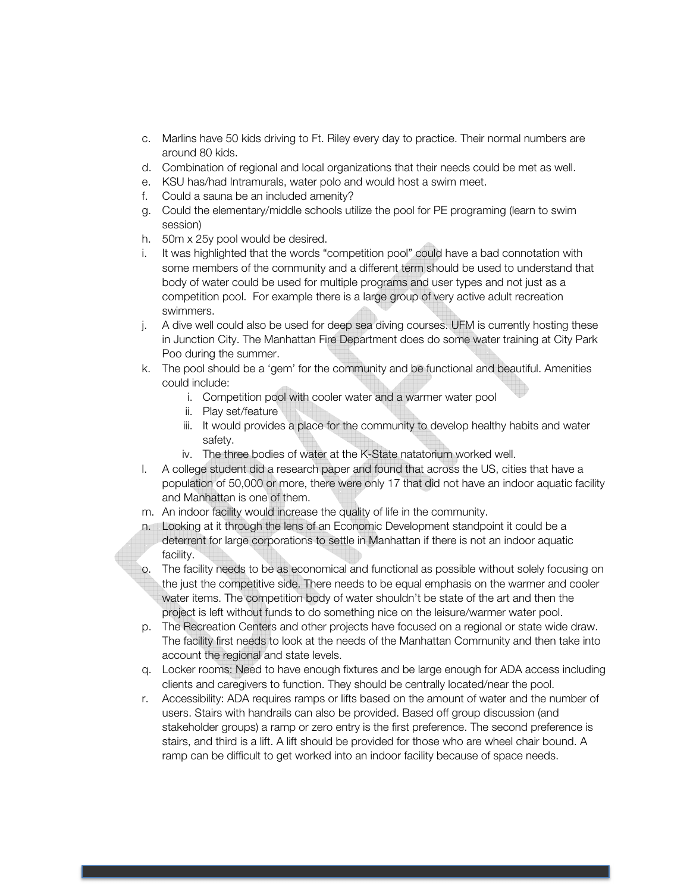c. Marlins have 50 kids driving to Ft. Riley every day to practice. Their normal numbers are around 80 kids.
d. Combination of regional and local organizations that their needs could be met as well.
e. KSU has/had Intramurals, water polo and would host a swim meet.
f. Could a sauna be an included amenity?
g. Could the elementary/middle schools utilize the pool for PE programing (learn to swim session)
h. 50m x 25y pool would be desired.
i. It was highlighted that the words "competition pool" could have a bad connotation with some members of the community and a different term should be used to understand that body of water could be used for multiple programs and user types and not just as a competition pool. For example there is a large group of very active adult recreation swimmers.
j. A dive well could also be used for deep sea diving courses. UFM is currently hosting these in Junction City. The Manhattan Fire Department does do some water training at City Park Poo during the summer.
k. The pool should be a 'gem' for the community and be functional and beautiful. Amenities could include:
    i. Competition pool with cooler water and a warmer water pool
    ii. Play set/feature
    iii. It would provides a place for the community to develop healthy habits and water safety.
    iv. The three bodies of water at the K-State natatorium worked well.
l. A college student did a research paper and found that across the US, cities that have a population of 50,000 or more, there were only 17 that did not have an indoor aquatic facility and Manhattan is one of them.
m. An indoor facility would increase the quality of life in the community.
n. Looking at it through the lens of an Economic Development standpoint it could be a deterrent for large corporations to settle in Manhattan if there is not an indoor aquatic facility.
o. The facility needs to be as economical and functional as possible without solely focusing on the just the competitive side. There needs to be equal emphasis on the warmer and cooler water items. The competition body of water shouldn't be state of the art and then the project is left without funds to do something nice on the leisure/warmer water pool.
p. The Recreation Centers and other projects have focused on a regional or state wide draw. The facility first needs to look at the needs of the Manhattan Community and then take into account the regional and state levels.
q. Locker rooms: Need to have enough fixtures and be large enough for ADA access including clients and caregivers to function. They should be centrally located/near the pool.
r. Accessibility: ADA requires ramps or lifts based on the amount of water and the number of users. Stairs with handrails can also be provided. Based off group discussion (and stakeholder groups) a ramp or zero entry is the first preference. The second preference is stairs, and third is a lift. A lift should be provided for those who are wheel chair bound. A ramp can be difficult to get worked into an indoor facility because of space needs.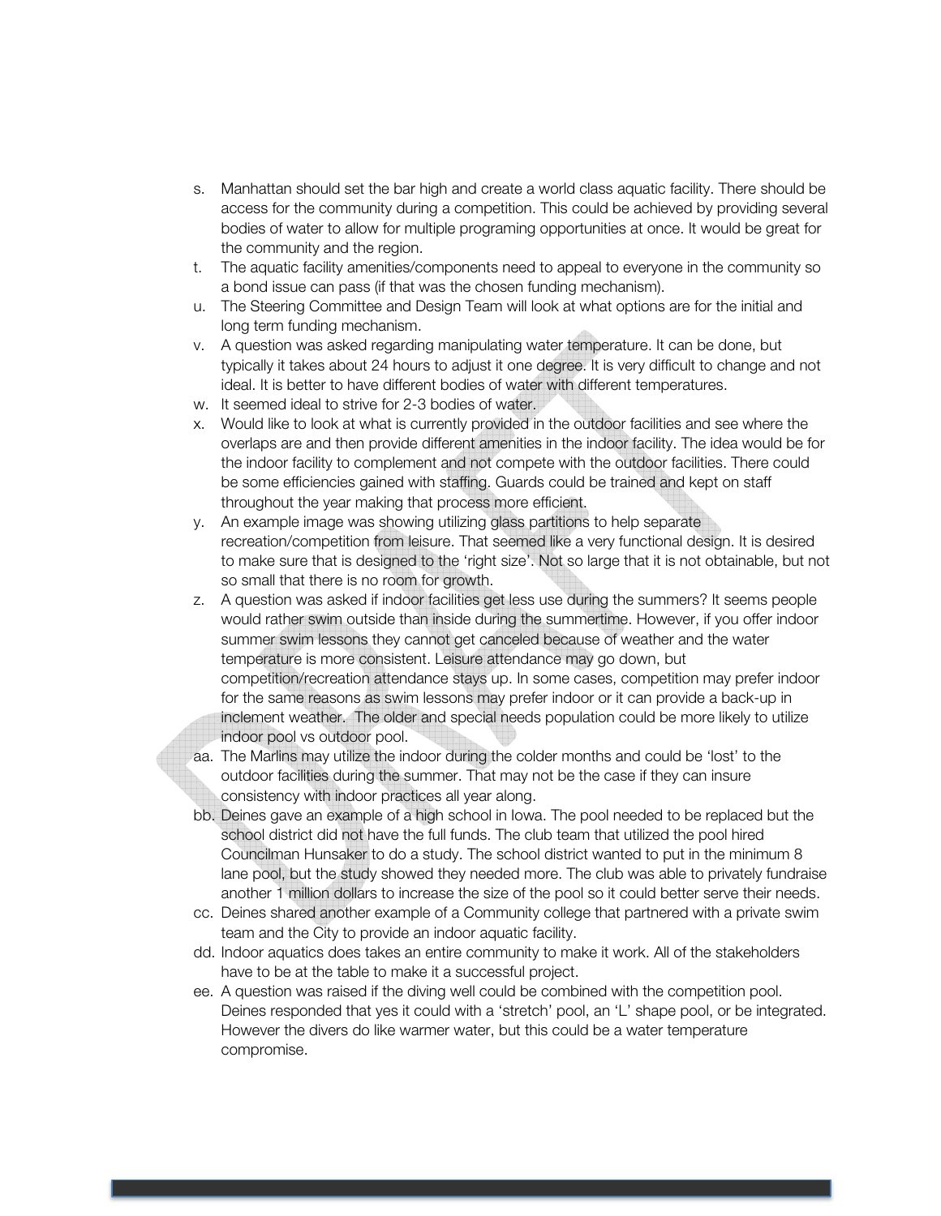s. Manhattan should set the bar high and create a world class aquatic facility. There should be access for the community during a competition. This could be achieved by providing several bodies of water to allow for multiple programing opportunities at once. It would be great for the community and the region.
t. The aquatic facility amenities/components need to appeal to everyone in the community so a bond issue can pass (if that was the chosen funding mechanism).
u. The Steering Committee and Design Team will look at what options are for the initial and long term funding mechanism.
v. A question was asked regarding manipulating water temperature. It can be done, but typically it takes about 24 hours to adjust it one degree. It is very difficult to change and not ideal. It is better to have different bodies of water with different temperatures.
w. It seemed ideal to strive for 2-3 bodies of water.
x. Would like to look at what is currently provided in the outdoor facilities and see where the overlaps are and then provide different amenities in the indoor facility. The idea would be for the indoor facility to complement and not compete with the outdoor facilities. There could be some efficiencies gained with staffing. Guards could be trained and kept on staff throughout the year making that process more efficient.
y. An example image was showing utilizing glass partitions to help separate recreation/competition from leisure. That seemed like a very functional design. It is desired to make sure that is designed to the 'right size'. Not so large that it is not obtainable, but not so small that there is no room for growth.
z. A question was asked if indoor facilities get less use during the summers? It seems people would rather swim outside than inside during the summertime. However, if you offer indoor summer swim lessons they cannot get canceled because of weather and the water temperature is more consistent. Leisure attendance may go down, but competition/recreation attendance stays up. In some cases, competition may prefer indoor for the same reasons as swim lessons may prefer indoor or it can provide a back-up in inclement weather. The older and special needs population could be more likely to utilize indoor pool vs outdoor pool.
aa. The Marlins may utilize the indoor during the colder months and could be 'lost' to the outdoor facilities during the summer. That may not be the case if they can insure consistency with indoor practices all year along.
bb. Deines gave an example of a high school in Iowa. The pool needed to be replaced but the school district did not have the full funds. The club team that utilized the pool hired Councilman Hunsaker to do a study. The school district wanted to put in the minimum 8 lane pool, but the study showed they needed more. The club was able to privately fundraise another 1 million dollars to increase the size of the pool so it could better serve their needs.
cc. Deines shared another example of a Community college that partnered with a private swim team and the City to provide an indoor aquatic facility.
dd. Indoor aquatics does takes an entire community to make it work. All of the stakeholders have to be at the table to make it a successful project.
ee. A question was raised if the diving well could be combined with the competition pool. Deines responded that yes it could with a 'stretch' pool, an 'L' shape pool, or be integrated. However the divers do like warmer water, but this could be a water temperature compromise.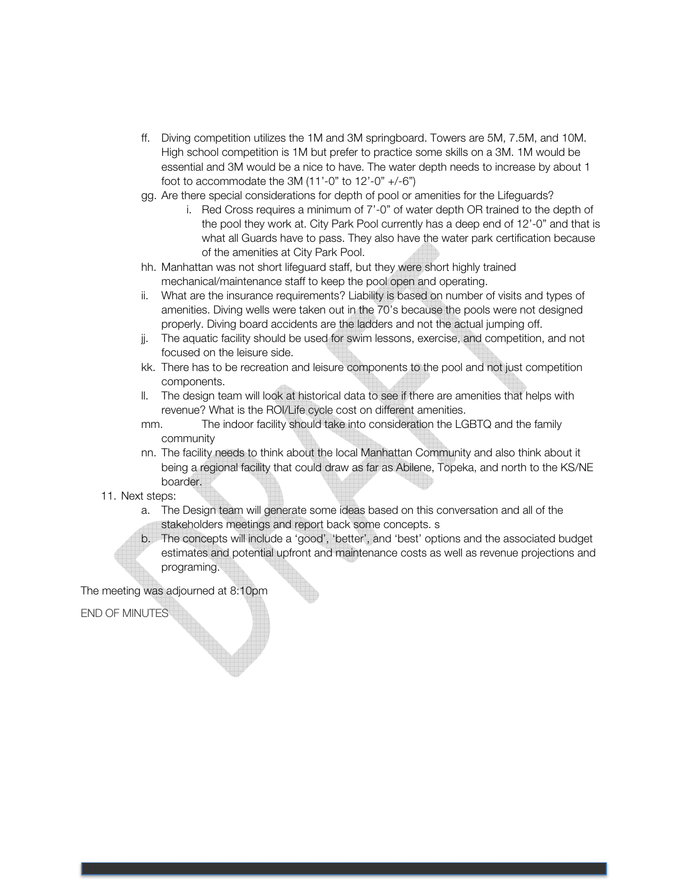ff. Diving competition utilizes the 1M and 3M springboard. Towers are 5M, 7.5M, and 10M. High school competition is 1M but prefer to practice some skills on a 3M. 1M would be essential and 3M would be a nice to have. The water depth needs to increase by about 1 foot to accommodate the 3M (11'-0" to 12'-0" +/-6")

gg. Are there special considerations for depth of pool or amenities for the Lifeguards?

  i. Red Cross requires a minimum of 7'-0" of water depth OR trained to the depth of the pool they work at. City Park Pool currently has a deep end of 12'-0" and that is what all Guards have to pass. They also have the water park certification because of the amenities at City Park Pool.

hh. Manhattan was not short lifeguard staff, but they were short highly trained mechanical/maintenance staff to keep the pool open and operating.

ii. What are the insurance requirements? Liability is based on number of visits and types of amenities. Diving wells were taken out in the 70's because the pools were not designed properly. Diving board accidents are the ladders and not the actual jumping off.

jj. The aquatic facility should be used for swim lessons, exercise, and competition, and not focused on the leisure side.

kk. There has to be recreation and leisure components to the pool and not just competition components.

ll. The design team will look at historical data to see if there are amenities that helps with revenue? What is the ROI/Life cycle cost on different amenities.

mm. The indoor facility should take into consideration the LGBTQ and the family community

nn. The facility needs to think about the local Manhattan Community and also think about it being a regional facility that could draw as far as Abilene, Topeka, and north to the KS/NE boarder.

11. Next steps:
    a. The Design team will generate some ideas based on this conversation and all of the stakeholders meetings and report back some concepts. s
    b. The concepts will include a 'good', 'better', and 'best' options and the associated budget estimates and potential upfront and maintenance costs as well as revenue projections and programing.

The meeting was adjourned at 8:10pm

END OF MINUTES